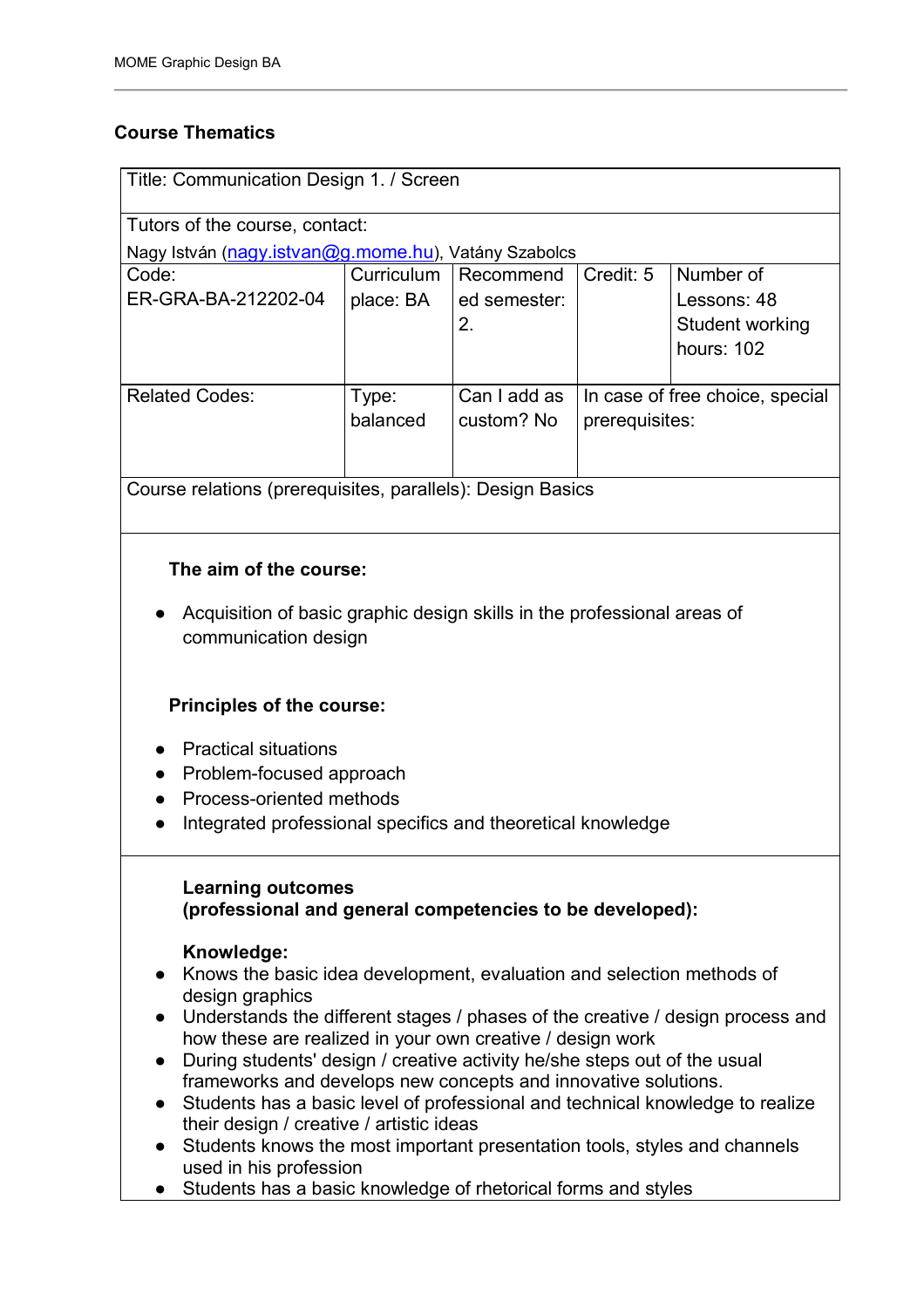## Course Thematics

| Title: Communication Design 1. / Screen | | | | |
|---|---|---|---|---|
| Tutors of the course, contact: Nagy István (nagy.istvan@g.mome.hu), Vatány Szabolcs | | | | |
| Code: ER-GRA-BA-212202-04 | Curriculum place: BA | Recommended semester: 2. | Credit: 5 | Number of Lessons: 48 Student working hours: 102 |
| Related Codes: | Type: balanced | Can I add as custom? No | In case of free choice, special prerequisites: | |
| Course relations (prerequisites, parallels): Design Basics | | | | |

**The aim of the course:**

- Acquisition of basic graphic design skills in the professional areas of communication design

**Principles of the course:**

- Practical situations
- Problem-focused approach
- Process-oriented methods
- Integrated professional specifics and theoretical knowledge

**Learning outcomes (professional and general competencies to be developed):**

**Knowledge:**

- Knows the basic idea development, evaluation and selection methods of design graphics
- Understands the different stages / phases of the creative / design process and how these are realized in your own creative / design work
- During students' design / creative activity he/she steps out of the usual frameworks and develops new concepts and innovative solutions.
- Students has a basic level of professional and technical knowledge to realize their design / creative / artistic ideas
- Students knows the most important presentation tools, styles and channels used in his profession
- Students has a basic knowledge of rhetorical forms and styles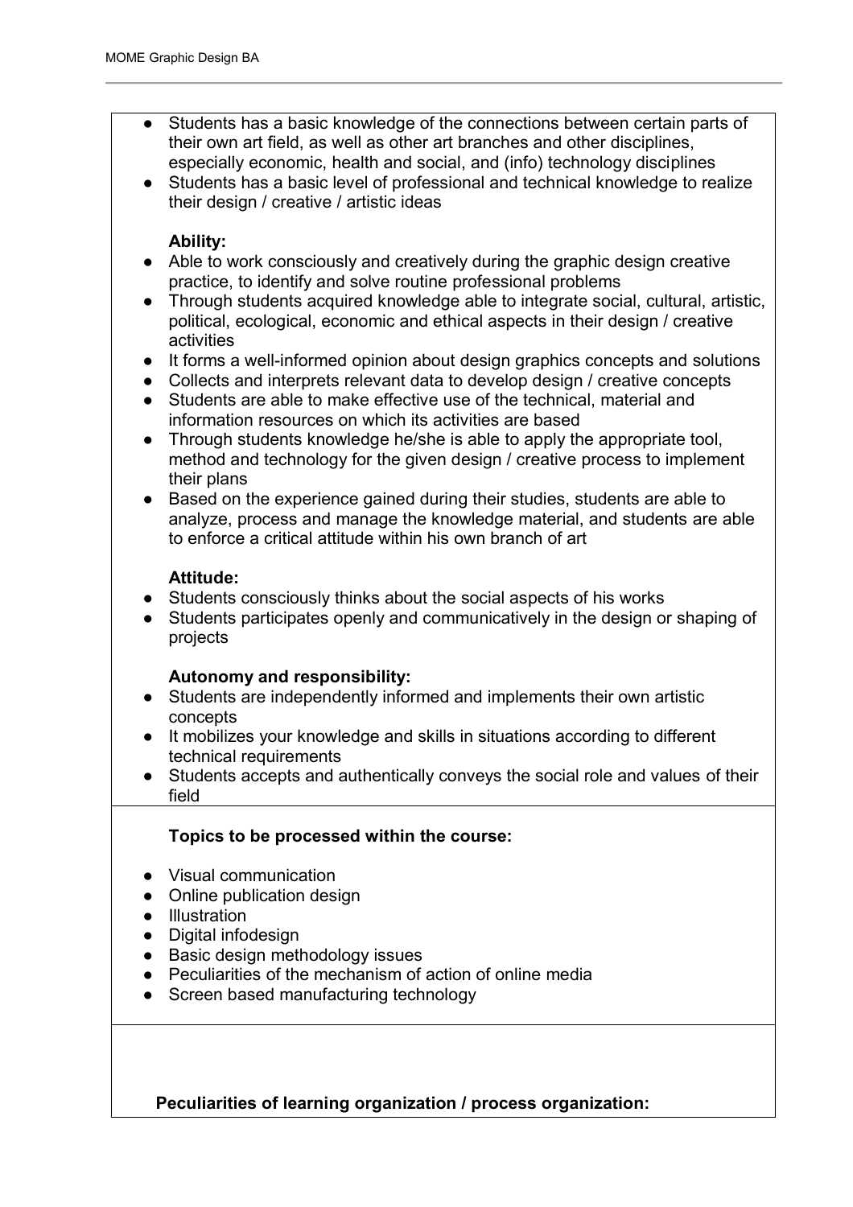- Students has a basic knowledge of the connections between certain parts of their own art field, as well as other art branches and other disciplines, especially economic, health and social, and (info) technology disciplines
- Students has a basic level of professional and technical knowledge to realize their design / creative / artistic ideas

**Ability:**

- Able to work consciously and creatively during the graphic design creative practice, to identify and solve routine professional problems
- Through students acquired knowledge able to integrate social, cultural, artistic, political, ecological, economic and ethical aspects in their design / creative activities
- It forms a well-informed opinion about design graphics concepts and solutions
- Collects and interprets relevant data to develop design / creative concepts
- Students are able to make effective use of the technical, material and information resources on which its activities are based
- Through students knowledge he/she is able to apply the appropriate tool, method and technology for the given design / creative process to implement their plans
- Based on the experience gained during their studies, students are able to analyze, process and manage the knowledge material, and students are able to enforce a critical attitude within his own branch of art

**Attitude:**

- Students consciously thinks about the social aspects of his works
- Students participates openly and communicatively in the design or shaping of projects

**Autonomy and responsibility:**

- Students are independently informed and implements their own artistic concepts
- It mobilizes your knowledge and skills in situations according to different technical requirements
- Students accepts and authentically conveys the social role and values of their field

**Topics to be processed within the course:**

- Visual communication
- Online publication design
- Illustration
- Digital infodesign
- Basic design methodology issues
- Peculiarities of the mechanism of action of online media
- Screen based manufacturing technology

**Peculiarities of learning organization / process organization:**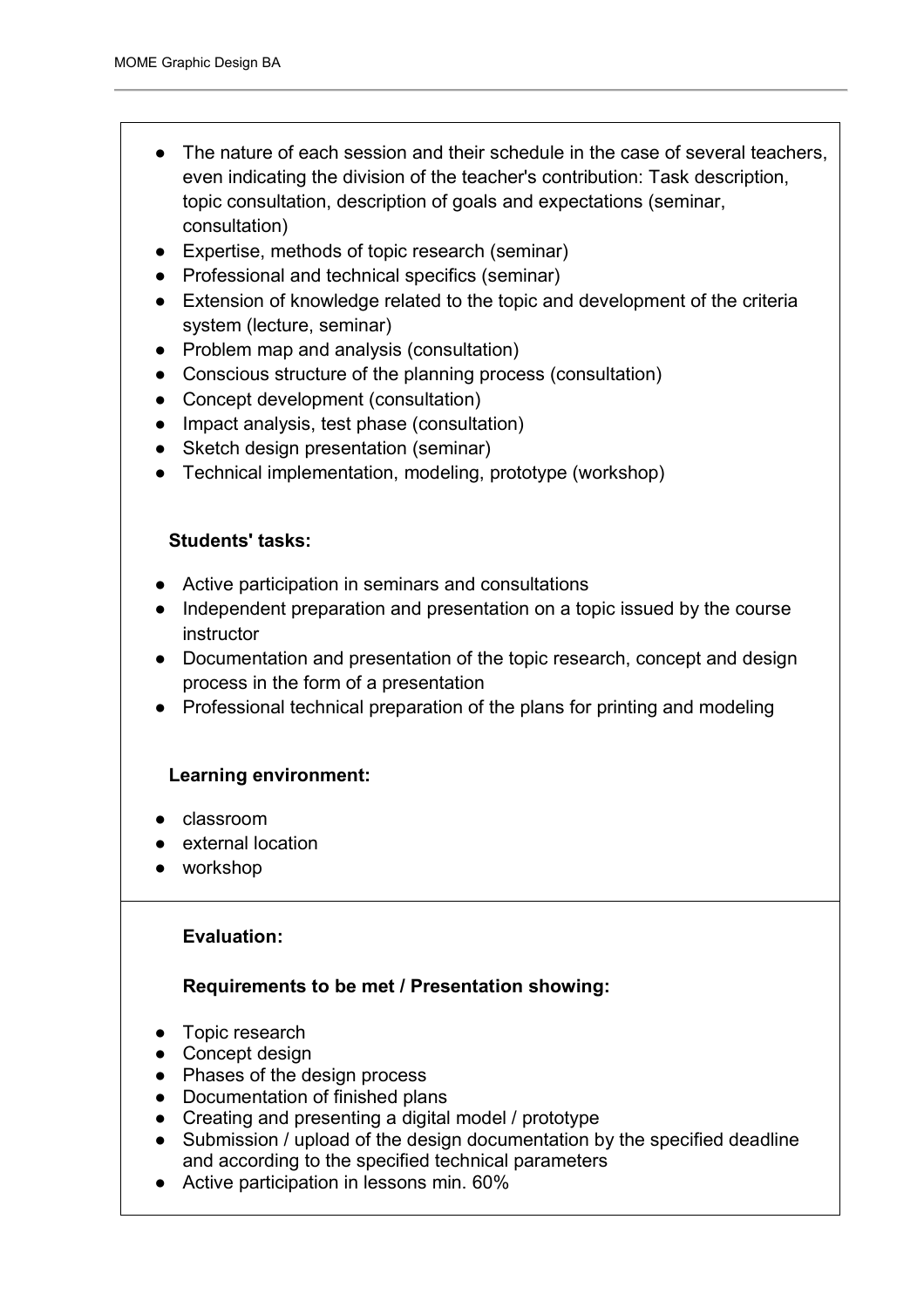- The nature of each session and their schedule in the case of several teachers, even indicating the division of the teacher's contribution: Task description, topic consultation, description of goals and expectations (seminar, consultation)
- Expertise, methods of topic research (seminar)
- Professional and technical specifics (seminar)
- Extension of knowledge related to the topic and development of the criteria system (lecture, seminar)
- Problem map and analysis (consultation)
- Conscious structure of the planning process (consultation)
- Concept development (consultation)
- Impact analysis, test phase (consultation)
- Sketch design presentation (seminar)
- Technical implementation, modeling, prototype (workshop)

**Students' tasks:**

- Active participation in seminars and consultations
- Independent preparation and presentation on a topic issued by the course instructor
- Documentation and presentation of the topic research, concept and design process in the form of a presentation
- Professional technical preparation of the plans for printing and modeling

**Learning environment:**

- classroom
- external location
- workshop

**Evaluation:**

**Requirements to be met / Presentation showing:**

- Topic research
- Concept design
- Phases of the design process
- Documentation of finished plans
- Creating and presenting a digital model / prototype
- Submission / upload of the design documentation by the specified deadline and according to the specified technical parameters
- Active participation in lessons min. 60%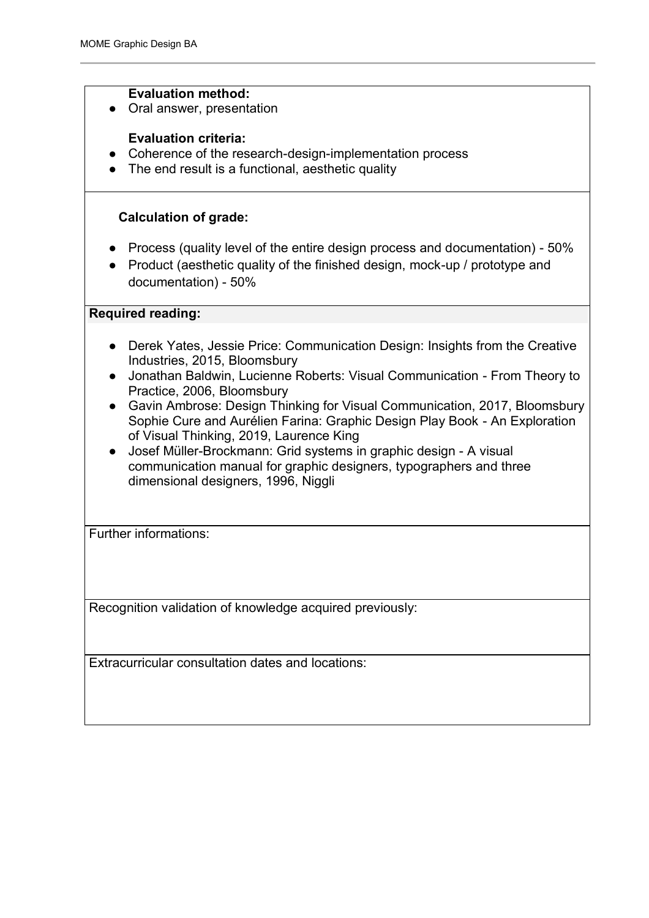**Evaluation method:**

- Oral answer, presentation

**Evaluation criteria:**

- Coherence of the research-design-implementation process
- The end result is a functional, aesthetic quality

**Calculation of grade:**

- Process (quality level of the entire design process and documentation) - 50%
- Product (aesthetic quality of the finished design, mock-up / prototype and documentation) - 50%

**Required reading:**

- Derek Yates, Jessie Price: Communication Design: Insights from the Creative Industries, 2015, Bloomsbury
- Jonathan Baldwin, Lucienne Roberts: Visual Communication - From Theory to Practice, 2006, Bloomsbury
- Gavin Ambrose: Design Thinking for Visual Communication, 2017, Bloomsbury Sophie Cure and Aurélien Farina: Graphic Design Play Book - An Exploration of Visual Thinking, 2019, Laurence King
- Josef Müller-Brockmann: Grid systems in graphic design - A visual communication manual for graphic designers, typographers and three dimensional designers, 1996, Niggli

Further informations:

Recognition validation of knowledge acquired previously:

Extracurricular consultation dates and locations: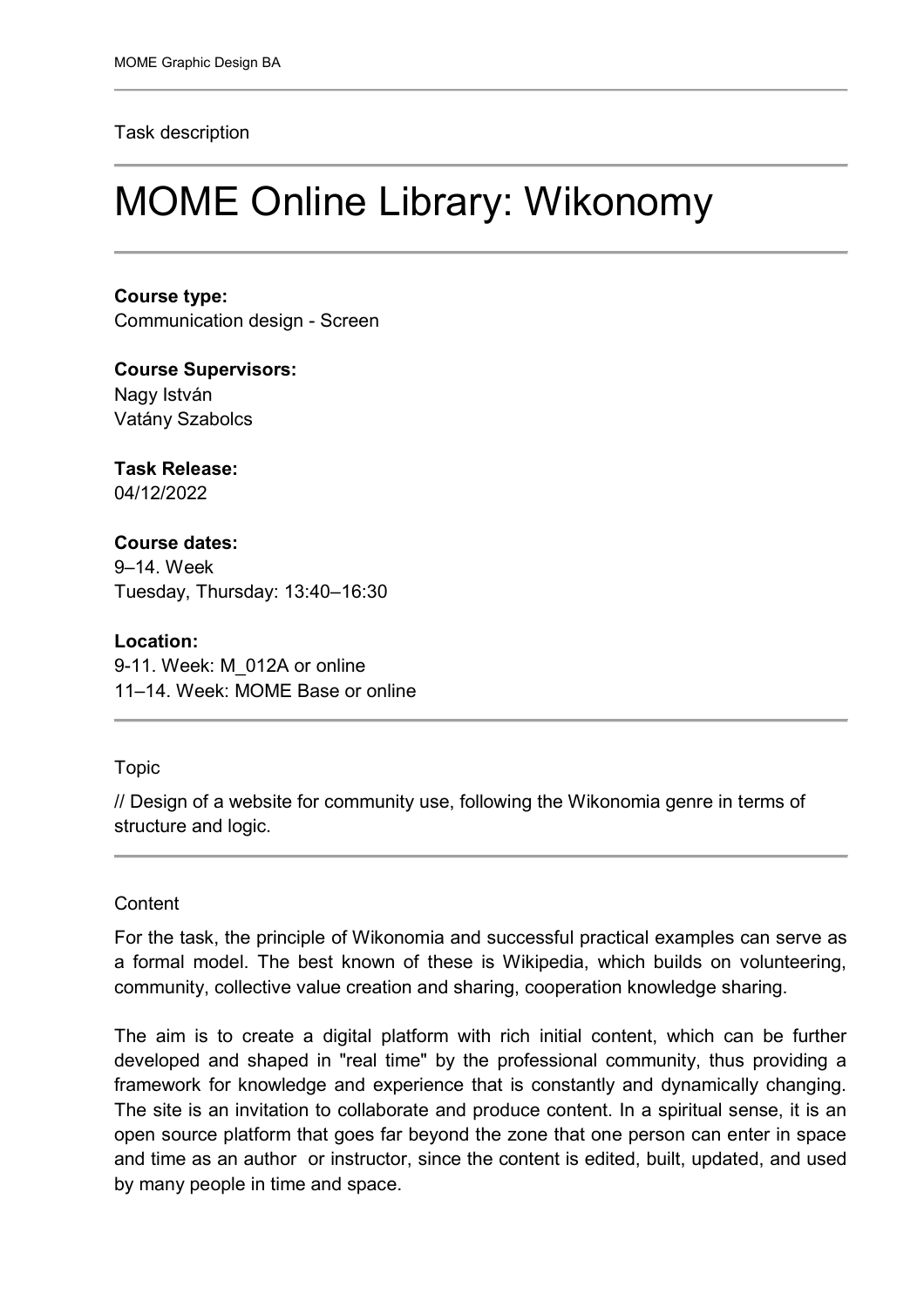Task description

# MOME Online Library: Wikonomy

**Course type:**
Communication design - Screen

**Course Supervisors:**
Nagy István
Vatány Szabolcs

**Task Release:**
04/12/2022

**Course dates:**
9–14. Week
Tuesday, Thursday: 13:40–16:30

**Location:**
9-11. Week: M_012A or online
11–14. Week: MOME Base or online

Topic

// Design of a website for community use, following the Wikonomia genre in terms of structure and logic.

Content

For the task, the principle of Wikonomia and successful practical examples can serve as a formal model. The best known of these is Wikipedia, which builds on volunteering, community, collective value creation and sharing, cooperation knowledge sharing.

The aim is to create a digital platform with rich initial content, which can be further developed and shaped in "real time" by the professional community, thus providing a framework for knowledge and experience that is constantly and dynamically changing. The site is an invitation to collaborate and produce content. In a spiritual sense, it is an open source platform that goes far beyond the zone that one person can enter in space and time as an author or instructor, since the content is edited, built, updated, and used by many people in time and space.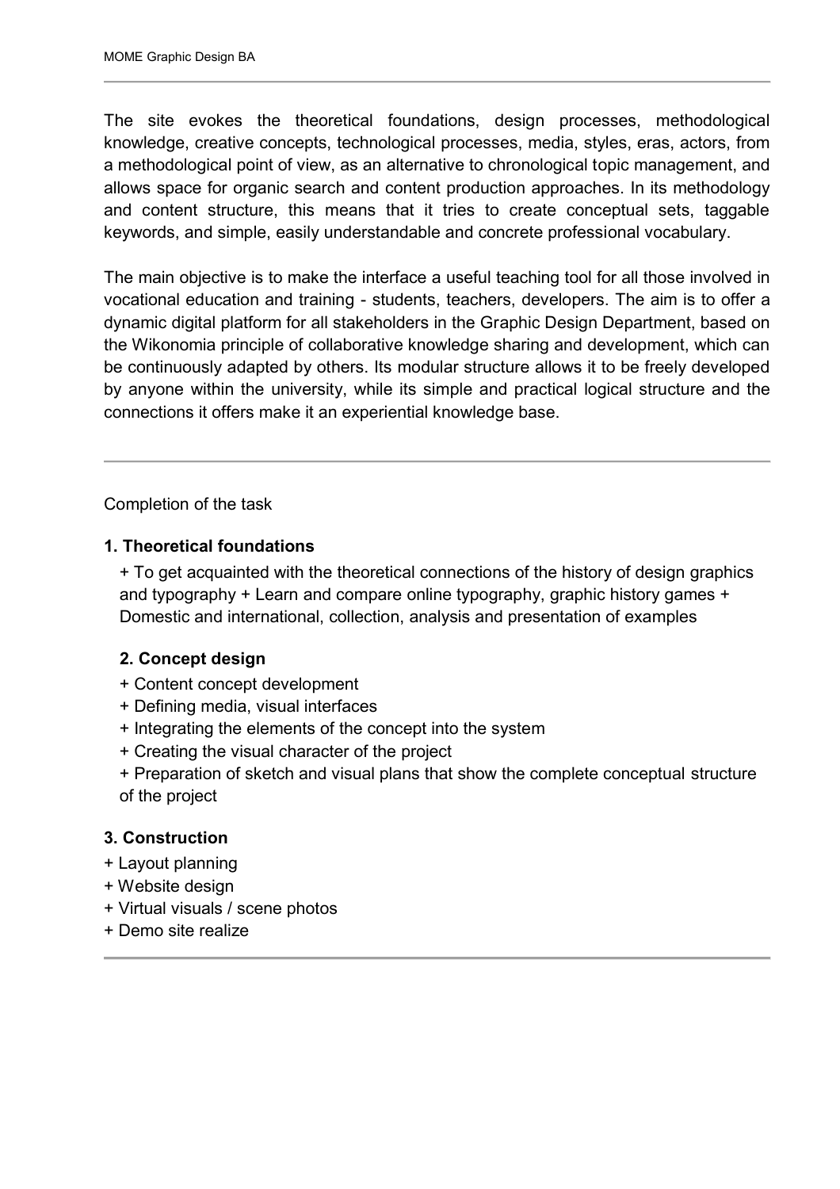The site evokes the theoretical foundations, design processes, methodological knowledge, creative concepts, technological processes, media, styles, eras, actors, from a methodological point of view, as an alternative to chronological topic management, and allows space for organic search and content production approaches. In its methodology and content structure, this means that it tries to create conceptual sets, taggable keywords, and simple, easily understandable and concrete professional vocabulary.

The main objective is to make the interface a useful teaching tool for all those involved in vocational education and training - students, teachers, developers. The aim is to offer a dynamic digital platform for all stakeholders in the Graphic Design Department, based on the Wikonomia principle of collaborative knowledge sharing and development, which can be continuously adapted by others. Its modular structure allows it to be freely developed by anyone within the university, while its simple and practical logical structure and the connections it offers make it an experiential knowledge base.

---

Completion of the task

**1. Theoretical foundations**

+ To get acquainted with the theoretical connections of the history of design graphics and typography + Learn and compare online typography, graphic history games + Domestic and international, collection, analysis and presentation of examples

**2. Concept design**

+ Content concept development
+ Defining media, visual interfaces
+ Integrating the elements of the concept into the system
+ Creating the visual character of the project
+ Preparation of sketch and visual plans that show the complete conceptual structure of the project

**3. Construction**

+ Layout planning
+ Website design
+ Virtual visuals / scene photos
+ Demo site realize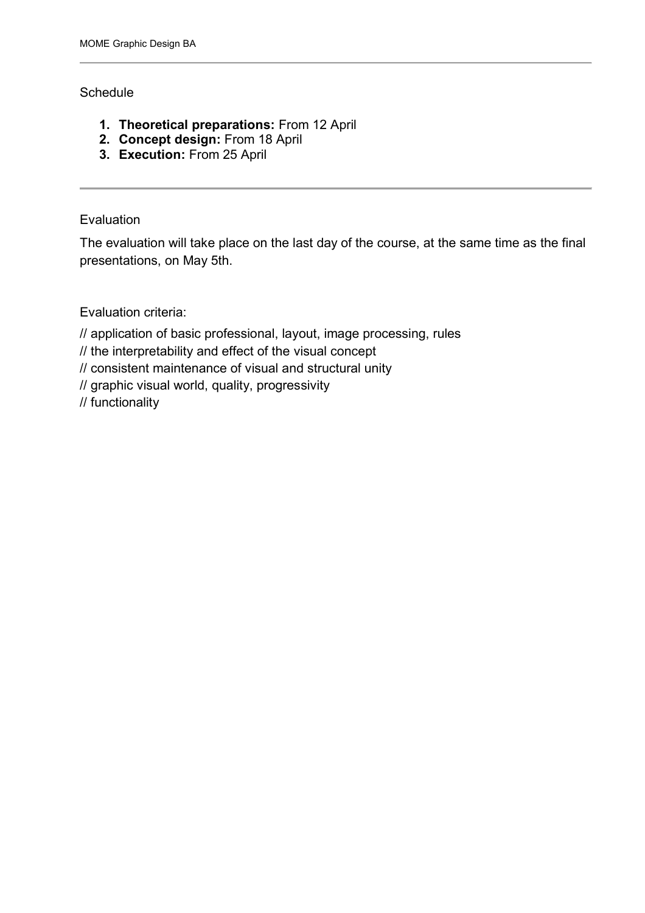Schedule

1. **Theoretical preparations:** From 12 April
2. **Concept design:** From 18 April
3. **Execution:** From 25 April

---

Evaluation

The evaluation will take place on the last day of the course, at the same time as the final presentations, on May 5th.

Evaluation criteria:

// application of basic professional, layout, image processing, rules
// the interpretability and effect of the visual concept
// consistent maintenance of visual and structural unity
// graphic visual world, quality, progressivity
// functionality